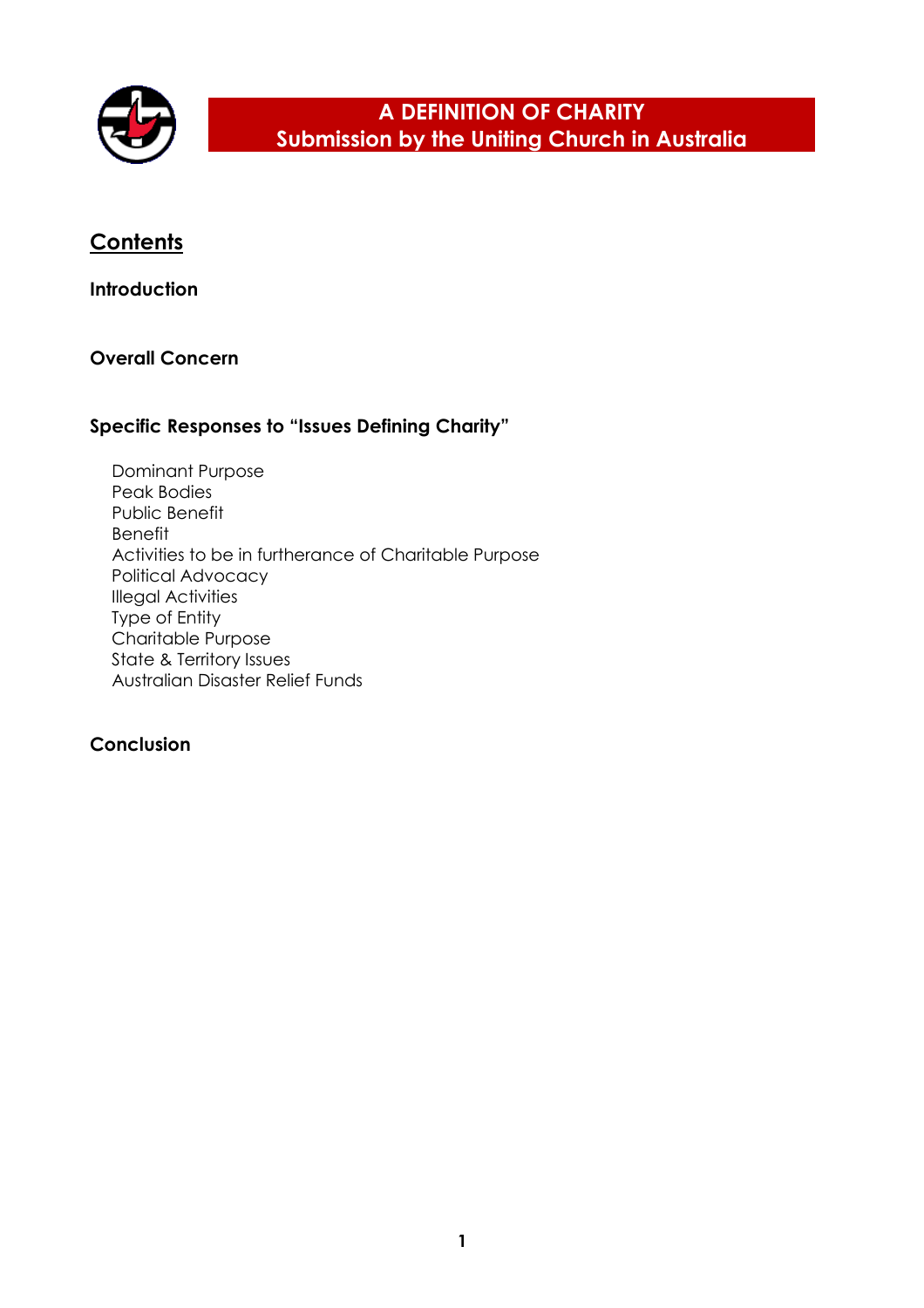# A DEFINITION OF CHARITY
## Submission by the Uniting Church in Australia

## Contents

**Introduction**

**Overall Concern**

**Specific Responses to "Issues Defining Charity"**

- Dominant Purpose
- Peak Bodies
- Public Benefit
- Benefit
- Activities to be in furtherance of Charitable Purpose
- Political Advocacy
- Illegal Activities
- Type of Entity
- Charitable Purpose
- State & Territory Issues
- Australian Disaster Relief Funds

**Conclusion**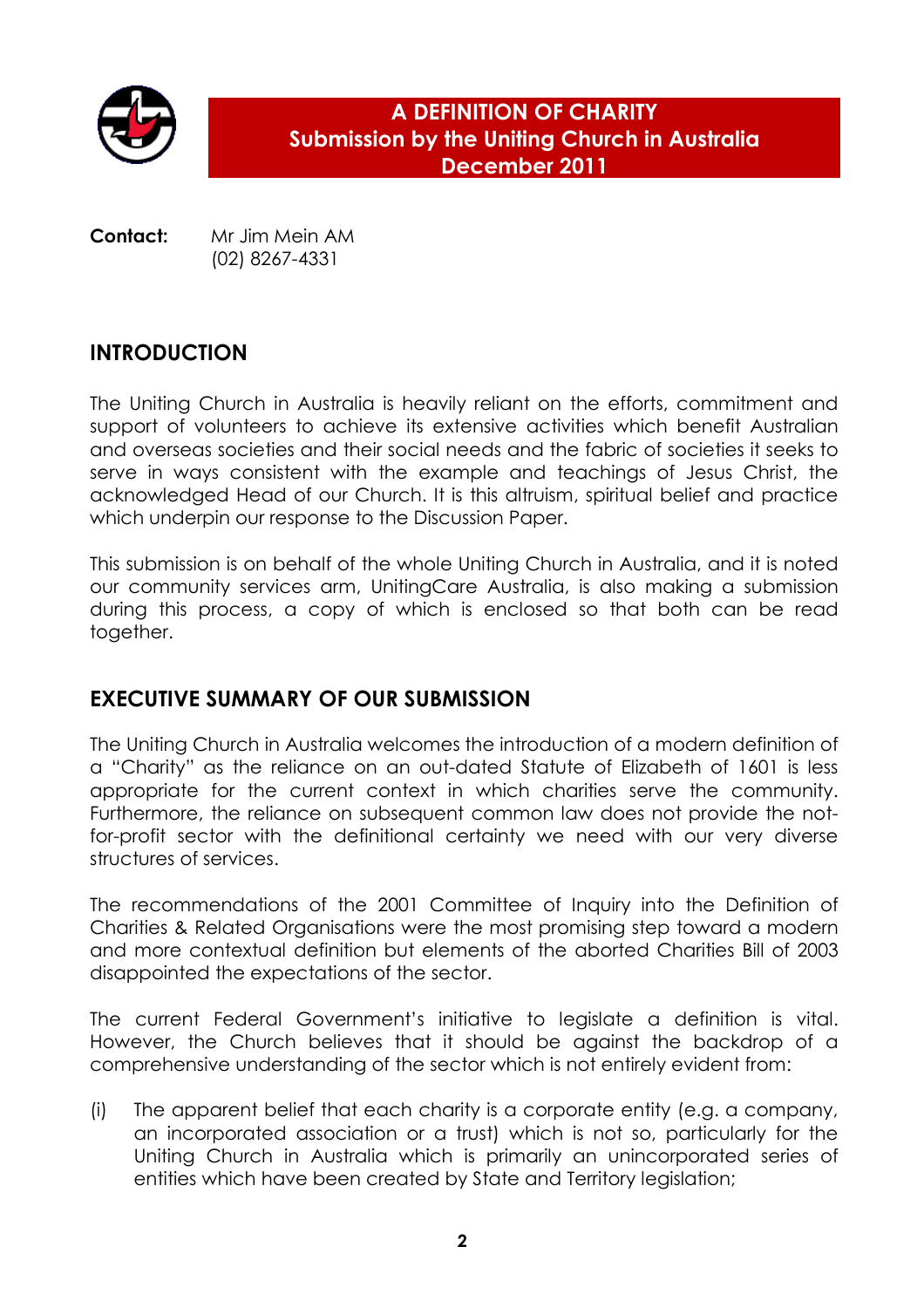# A DEFINITION OF CHARITY
## Submission by the Uniting Church in Australia
## December 2011

**Contact:** Mr Jim Mein AM
(02) 8267-4331

## INTRODUCTION

The Uniting Church in Australia is heavily reliant on the efforts, commitment and support of volunteers to achieve its extensive activities which benefit Australian and overseas societies and their social needs and the fabric of societies it seeks to serve in ways consistent with the example and teachings of Jesus Christ, the acknowledged Head of our Church. It is this altruism, spiritual belief and practice which underpin our response to the Discussion Paper.

This submission is on behalf of the whole Uniting Church in Australia, and it is noted our community services arm, UnitingCare Australia, is also making a submission during this process, a copy of which is enclosed so that both can be read together.

## EXECUTIVE SUMMARY OF OUR SUBMISSION

The Uniting Church in Australia welcomes the introduction of a modern definition of a "Charity" as the reliance on an out-dated Statute of Elizabeth of 1601 is less appropriate for the current context in which charities serve the community. Furthermore, the reliance on subsequent common law does not provide the not-for-profit sector with the definitional certainty we need with our very diverse structures of services.

The recommendations of the 2001 Committee of Inquiry into the Definition of Charities & Related Organisations were the most promising step toward a modern and more contextual definition but elements of the aborted Charities Bill of 2003 disappointed the expectations of the sector.

The current Federal Government's initiative to legislate a definition is vital. However, the Church believes that it should be against the backdrop of a comprehensive understanding of the sector which is not entirely evident from:

(i) The apparent belief that each charity is a corporate entity (e.g. a company, an incorporated association or a trust) which is not so, particularly for the Uniting Church in Australia which is primarily an unincorporated series of entities which have been created by State and Territory legislation;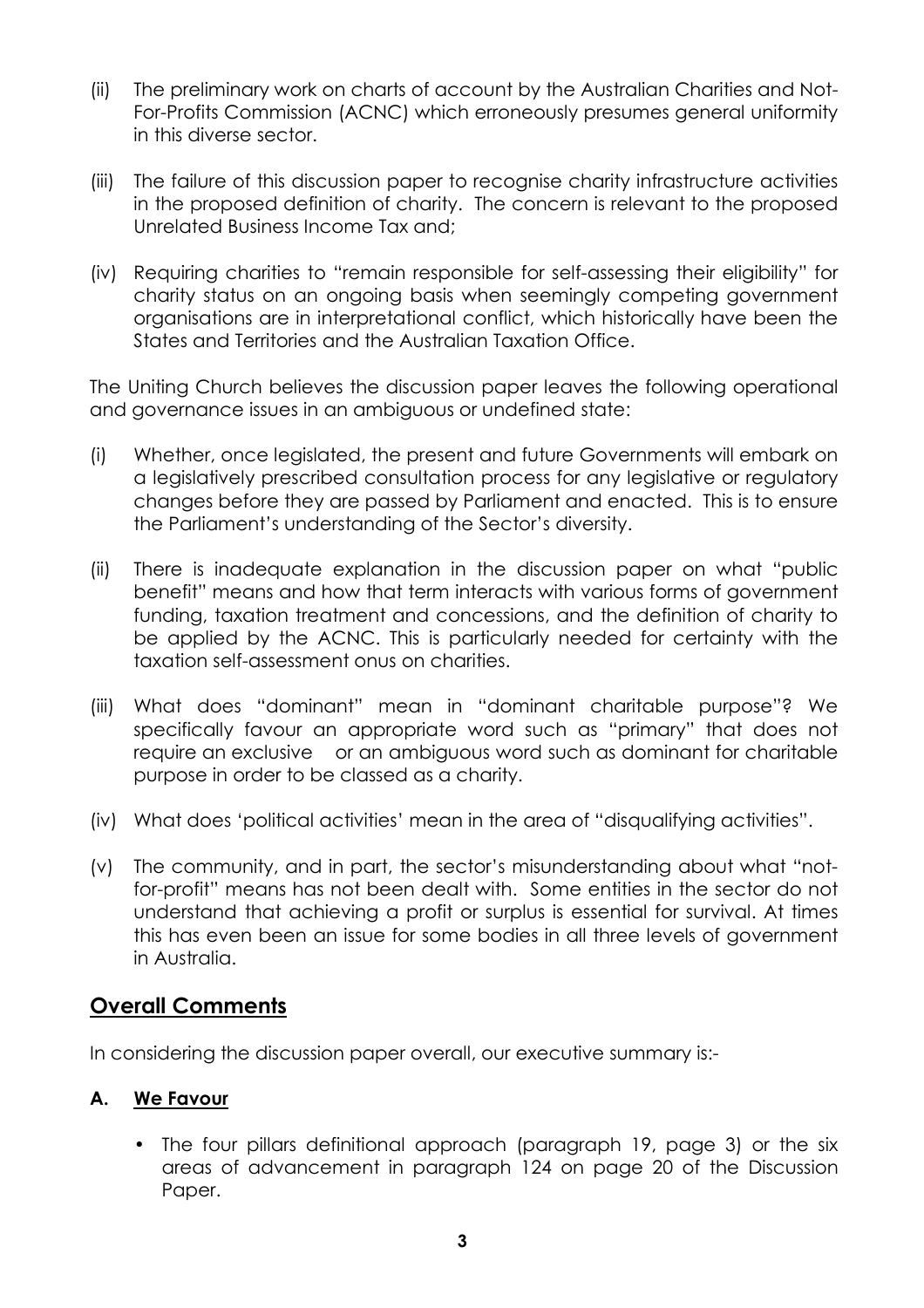(ii) The preliminary work on charts of account by the Australian Charities and Not-For-Profits Commission (ACNC) which erroneously presumes general uniformity in this diverse sector.

(iii) The failure of this discussion paper to recognise charity infrastructure activities in the proposed definition of charity. The concern is relevant to the proposed Unrelated Business Income Tax and;

(iv) Requiring charities to "remain responsible for self-assessing their eligibility" for charity status on an ongoing basis when seemingly competing government organisations are in interpretational conflict, which historically have been the States and Territories and the Australian Taxation Office.

The Uniting Church believes the discussion paper leaves the following operational and governance issues in an ambiguous or undefined state:

(i) Whether, once legislated, the present and future Governments will embark on a legislatively prescribed consultation process for any legislative or regulatory changes before they are passed by Parliament and enacted. This is to ensure the Parliament's understanding of the Sector's diversity.

(ii) There is inadequate explanation in the discussion paper on what "public benefit" means and how that term interacts with various forms of government funding, taxation treatment and concessions, and the definition of charity to be applied by the ACNC. This is particularly needed for certainty with the taxation self-assessment onus on charities.

(iii) What does "dominant" mean in "dominant charitable purpose"? We specifically favour an appropriate word such as "primary" that does not require an exclusive or an ambiguous word such as dominant for charitable purpose in order to be classed as a charity.

(iv) What does 'political activities' mean in the area of "disqualifying activities".

(v) The community, and in part, the sector's misunderstanding about what "not-for-profit" means has not been dealt with. Some entities in the sector do not understand that achieving a profit or surplus is essential for survival. At times this has even been an issue for some bodies in all three levels of government in Australia.

## Overall Comments

In considering the discussion paper overall, our executive summary is:-

### A. We Favour

- The four pillars definitional approach (paragraph 19, page 3) or the six areas of advancement in paragraph 124 on page 20 of the Discussion Paper.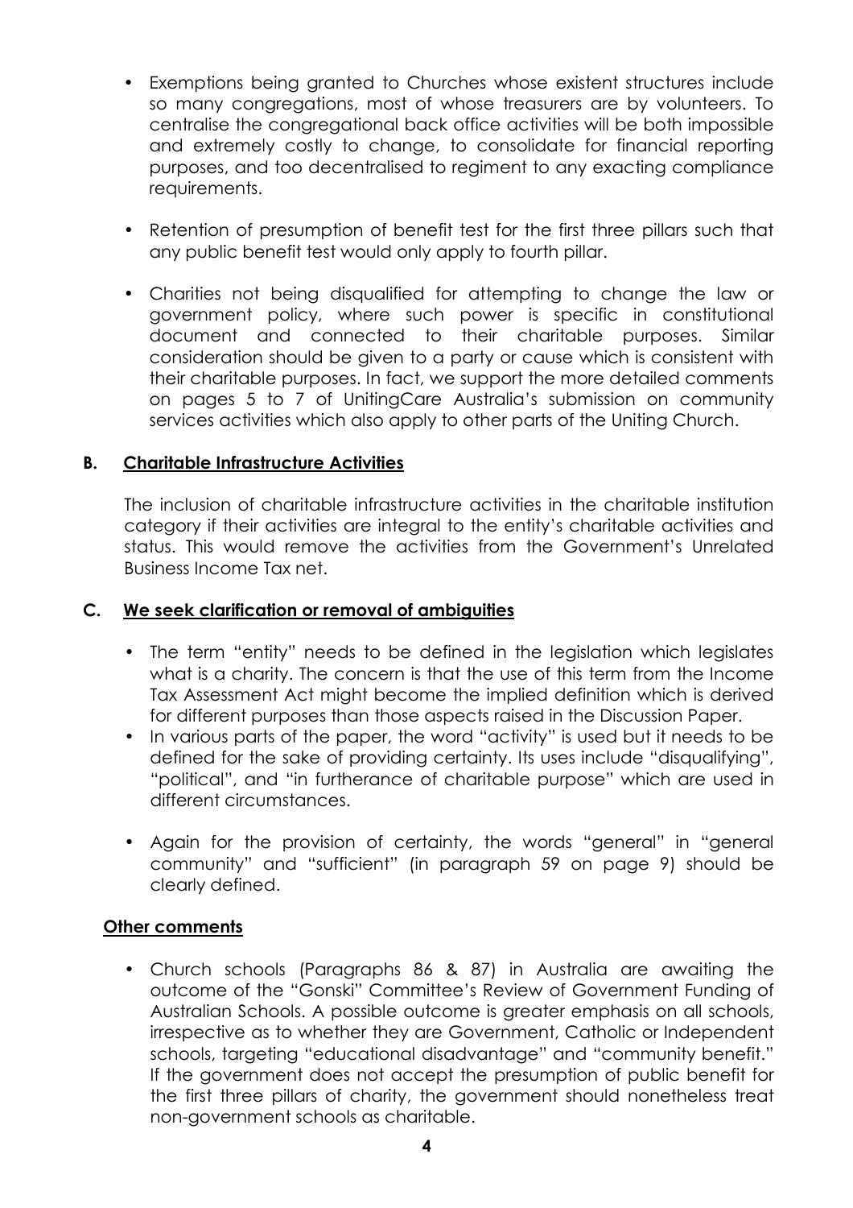- Exemptions being granted to Churches whose existent structures include so many congregations, most of whose treasurers are by volunteers. To centralise the congregational back office activities will be both impossible and extremely costly to change, to consolidate for financial reporting purposes, and too decentralised to regiment to any exacting compliance requirements.

- Retention of presumption of benefit test for the first three pillars such that any public benefit test would only apply to fourth pillar.

- Charities not being disqualified for attempting to change the law or government policy, where such power is specific in constitutional document and connected to their charitable purposes. Similar consideration should be given to a party or cause which is consistent with their charitable purposes. In fact, we support the more detailed comments on pages 5 to 7 of UnitingCare Australia's submission on community services activities which also apply to other parts of the Uniting Church.

## B. Charitable Infrastructure Activities

The inclusion of charitable infrastructure activities in the charitable institution category if their activities are integral to the entity's charitable activities and status. This would remove the activities from the Government's Unrelated Business Income Tax net.

## C. We seek clarification or removal of ambiguities

- The term "entity" needs to be defined in the legislation which legislates what is a charity. The concern is that the use of this term from the Income Tax Assessment Act might become the implied definition which is derived for different purposes than those aspects raised in the Discussion Paper.
- In various parts of the paper, the word "activity" is used but it needs to be defined for the sake of providing certainty. Its uses include "disqualifying", "political", and "in furtherance of charitable purpose" which are used in different circumstances.

- Again for the provision of certainty, the words "general" in "general community" and "sufficient" (in paragraph 59 on page 9) should be clearly defined.

## Other comments

- Church schools (Paragraphs 86 & 87) in Australia are awaiting the outcome of the "Gonski" Committee's Review of Government Funding of Australian Schools. A possible outcome is greater emphasis on all schools, irrespective as to whether they are Government, Catholic or Independent schools, targeting "educational disadvantage" and "community benefit." If the government does not accept the presumption of public benefit for the first three pillars of charity, the government should nonetheless treat non-government schools as charitable.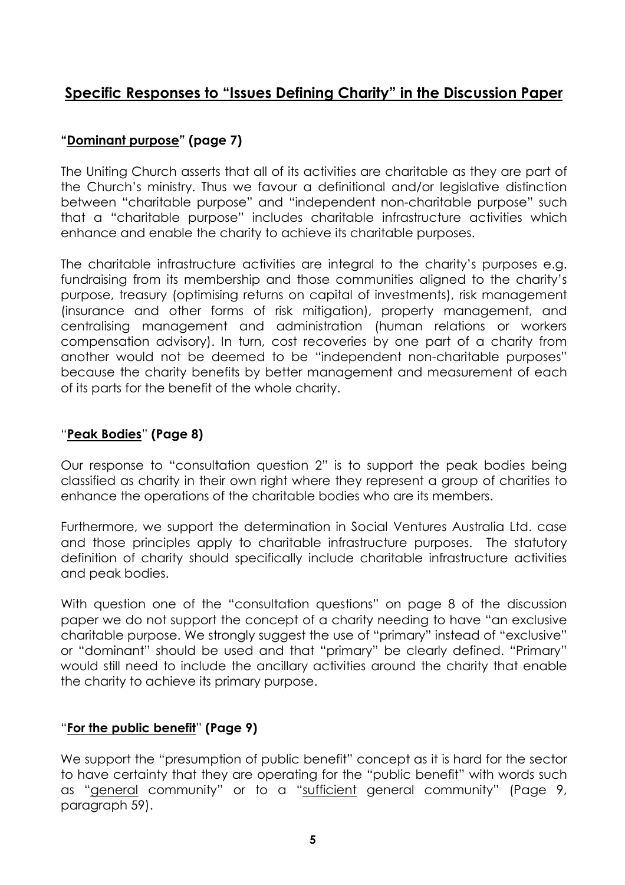## Specific Responses to "Issues Defining Charity" in the Discussion Paper

### "Dominant purpose" (page 7)

The Uniting Church asserts that all of its activities are charitable as they are part of the Church's ministry. Thus we favour a definitional and/or legislative distinction between "charitable purpose" and "independent non-charitable purpose" such that a "charitable purpose" includes charitable infrastructure activities which enhance and enable the charity to achieve its charitable purposes.

The charitable infrastructure activities are integral to the charity's purposes e.g. fundraising from its membership and those communities aligned to the charity's purpose, treasury (optimising returns on capital of investments), risk management (insurance and other forms of risk mitigation), property management, and centralising management and administration (human relations or workers compensation advisory). In turn, cost recoveries by one part of a charity from another would not be deemed to be "independent non-charitable purposes" because the charity benefits by better management and measurement of each of its parts for the benefit of the whole charity.

### "Peak Bodies" (Page 8)

Our response to "consultation question 2" is to support the peak bodies being classified as charity in their own right where they represent a group of charities to enhance the operations of the charitable bodies who are its members.

Furthermore, we support the determination in Social Ventures Australia Ltd. case and those principles apply to charitable infrastructure purposes. The statutory definition of charity should specifically include charitable infrastructure activities and peak bodies.

With question one of the "consultation questions" on page 8 of the discussion paper we do not support the concept of a charity needing to have "an exclusive charitable purpose. We strongly suggest the use of "primary" instead of "exclusive" or "dominant" should be used and that "primary" be clearly defined. "Primary" would still need to include the ancillary activities around the charity that enable the charity to achieve its primary purpose.

### "For the public benefit" (Page 9)

We support the "presumption of public benefit" concept as it is hard for the sector to have certainty that they are operating for the "public benefit" with words such as "general community" or to a "sufficient general community" (Page 9, paragraph 59).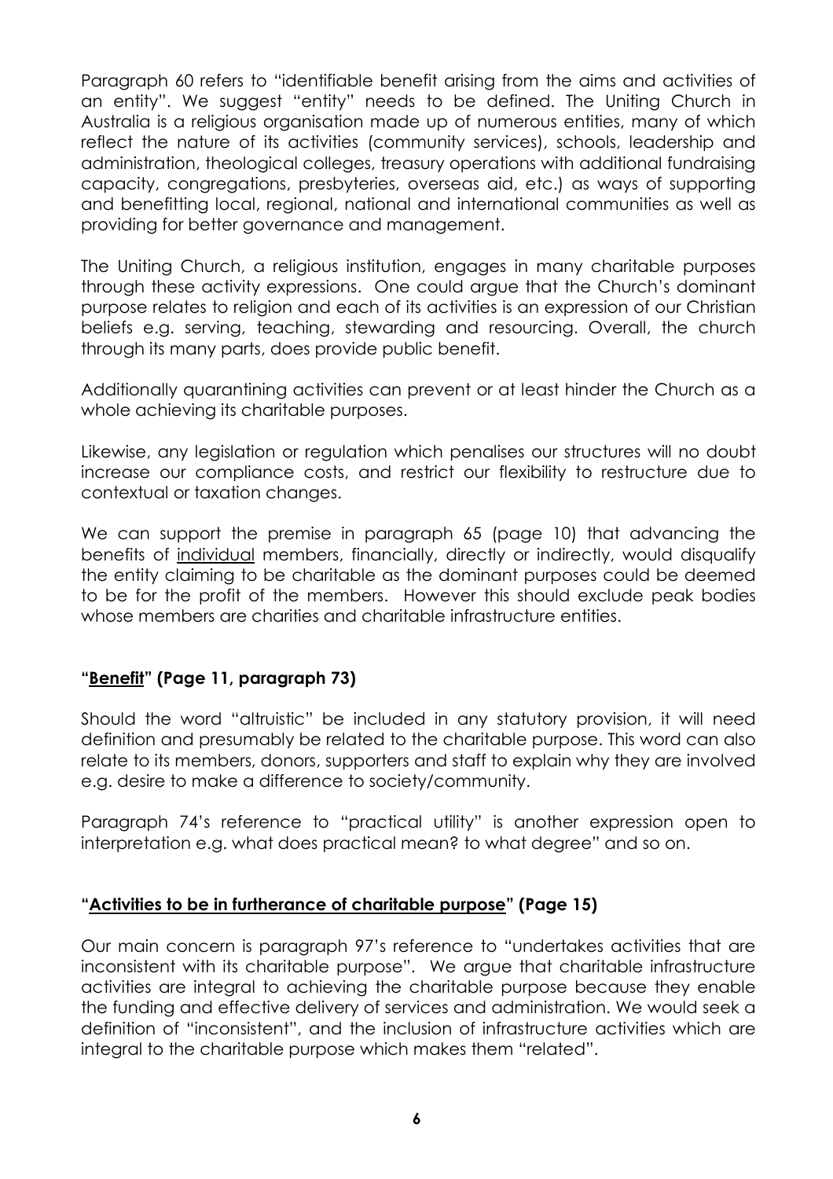Paragraph 60 refers to "identifiable benefit arising from the aims and activities of an entity". We suggest "entity" needs to be defined. The Uniting Church in Australia is a religious organisation made up of numerous entities, many of which reflect the nature of its activities (community services), schools, leadership and administration, theological colleges, treasury operations with additional fundraising capacity, congregations, presbyteries, overseas aid, etc.) as ways of supporting and benefitting local, regional, national and international communities as well as providing for better governance and management.

The Uniting Church, a religious institution, engages in many charitable purposes through these activity expressions. One could argue that the Church's dominant purpose relates to religion and each of its activities is an expression of our Christian beliefs e.g. serving, teaching, stewarding and resourcing. Overall, the church through its many parts, does provide public benefit.

Additionally quarantining activities can prevent or at least hinder the Church as a whole achieving its charitable purposes.

Likewise, any legislation or regulation which penalises our structures will no doubt increase our compliance costs, and restrict our flexibility to restructure due to contextual or taxation changes.

We can support the premise in paragraph 65 (page 10) that advancing the benefits of <u>individual</u> members, financially, directly or indirectly, would disqualify the entity claiming to be charitable as the dominant purposes could be deemed to be for the profit of the members. However this should exclude peak bodies whose members are charities and charitable infrastructure entities.

### **"<u>Benefit</u>" (Page 11, paragraph 73)**

Should the word "altruistic" be included in any statutory provision, it will need definition and presumably be related to the charitable purpose. This word can also relate to its members, donors, supporters and staff to explain why they are involved e.g. desire to make a difference to society/community.

Paragraph 74's reference to "practical utility" is another expression open to interpretation e.g. what does practical mean? to what degree" and so on.

### **"<u>Activities to be in furtherance of charitable purpose</u>" (Page 15)**

Our main concern is paragraph 97's reference to "undertakes activities that are inconsistent with its charitable purpose". We argue that charitable infrastructure activities are integral to achieving the charitable purpose because they enable the funding and effective delivery of services and administration. We would seek a definition of "inconsistent", and the inclusion of infrastructure activities which are integral to the charitable purpose which makes them "related".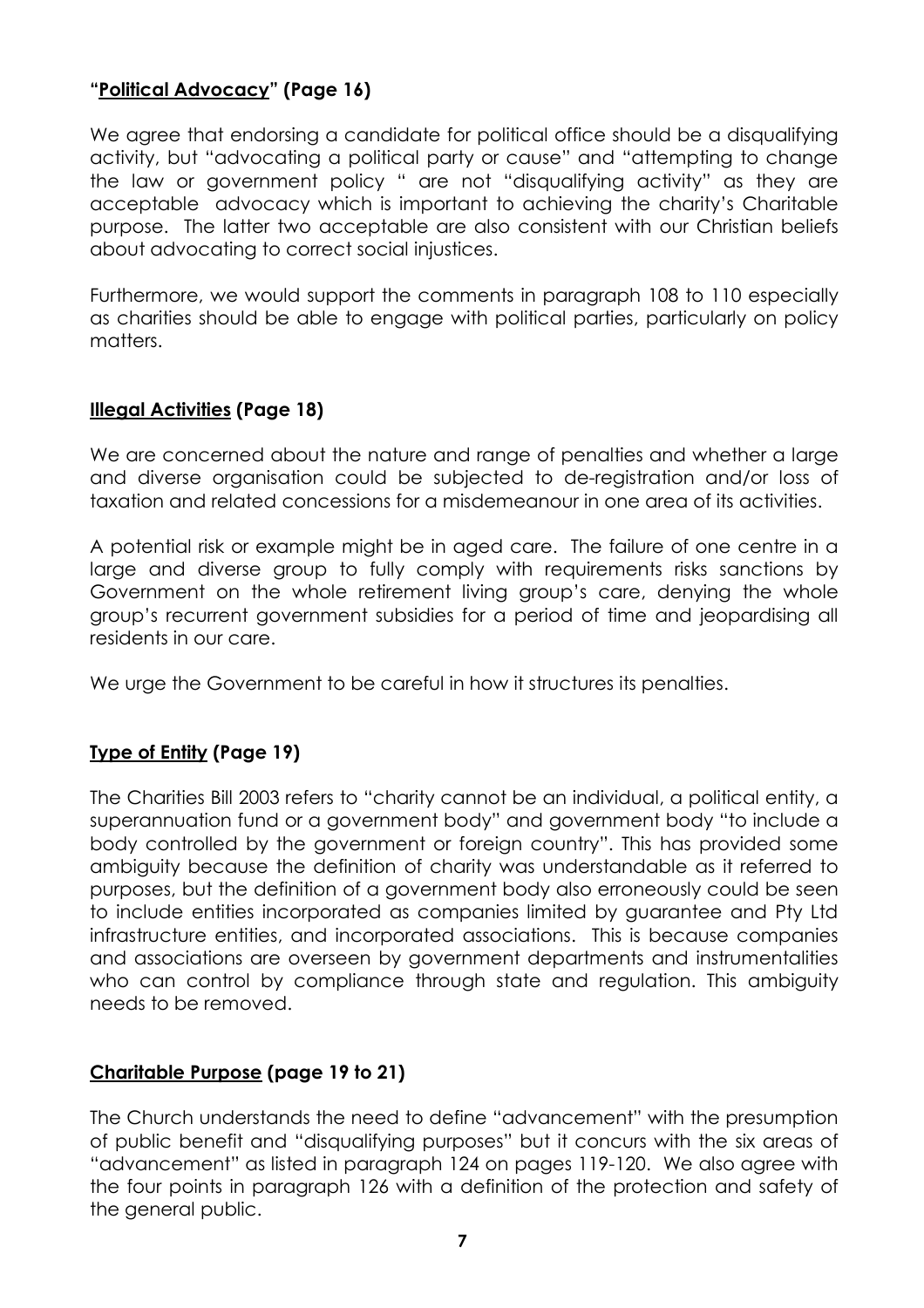**"Political Advocacy" (Page 16)**

We agree that endorsing a candidate for political office should be a disqualifying activity, but "advocating a political party or cause" and "attempting to change the law or government policy " are not "disqualifying activity" as they are acceptable advocacy which is important to achieving the charity's Charitable purpose. The latter two acceptable are also consistent with our Christian beliefs about advocating to correct social injustices.

Furthermore, we would support the comments in paragraph 108 to 110 especially as charities should be able to engage with political parties, particularly on policy matters.

**Illegal Activities (Page 18)**

We are concerned about the nature and range of penalties and whether a large and diverse organisation could be subjected to de-registration and/or loss of taxation and related concessions for a misdemeanour in one area of its activities.

A potential risk or example might be in aged care. The failure of one centre in a large and diverse group to fully comply with requirements risks sanctions by Government on the whole retirement living group's care, denying the whole group's recurrent government subsidies for a period of time and jeopardising all residents in our care.

We urge the Government to be careful in how it structures its penalties.

**Type of Entity (Page 19)**

The Charities Bill 2003 refers to "charity cannot be an individual, a political entity, a superannuation fund or a government body" and government body "to include a body controlled by the government or foreign country". This has provided some ambiguity because the definition of charity was understandable as it referred to purposes, but the definition of a government body also erroneously could be seen to include entities incorporated as companies limited by guarantee and Pty Ltd infrastructure entities, and incorporated associations. This is because companies and associations are overseen by government departments and instrumentalities who can control by compliance through state and regulation. This ambiguity needs to be removed.

**Charitable Purpose (page 19 to 21)**

The Church understands the need to define "advancement" with the presumption of public benefit and "disqualifying purposes" but it concurs with the six areas of "advancement" as listed in paragraph 124 on pages 119-120. We also agree with the four points in paragraph 126 with a definition of the protection and safety of the general public.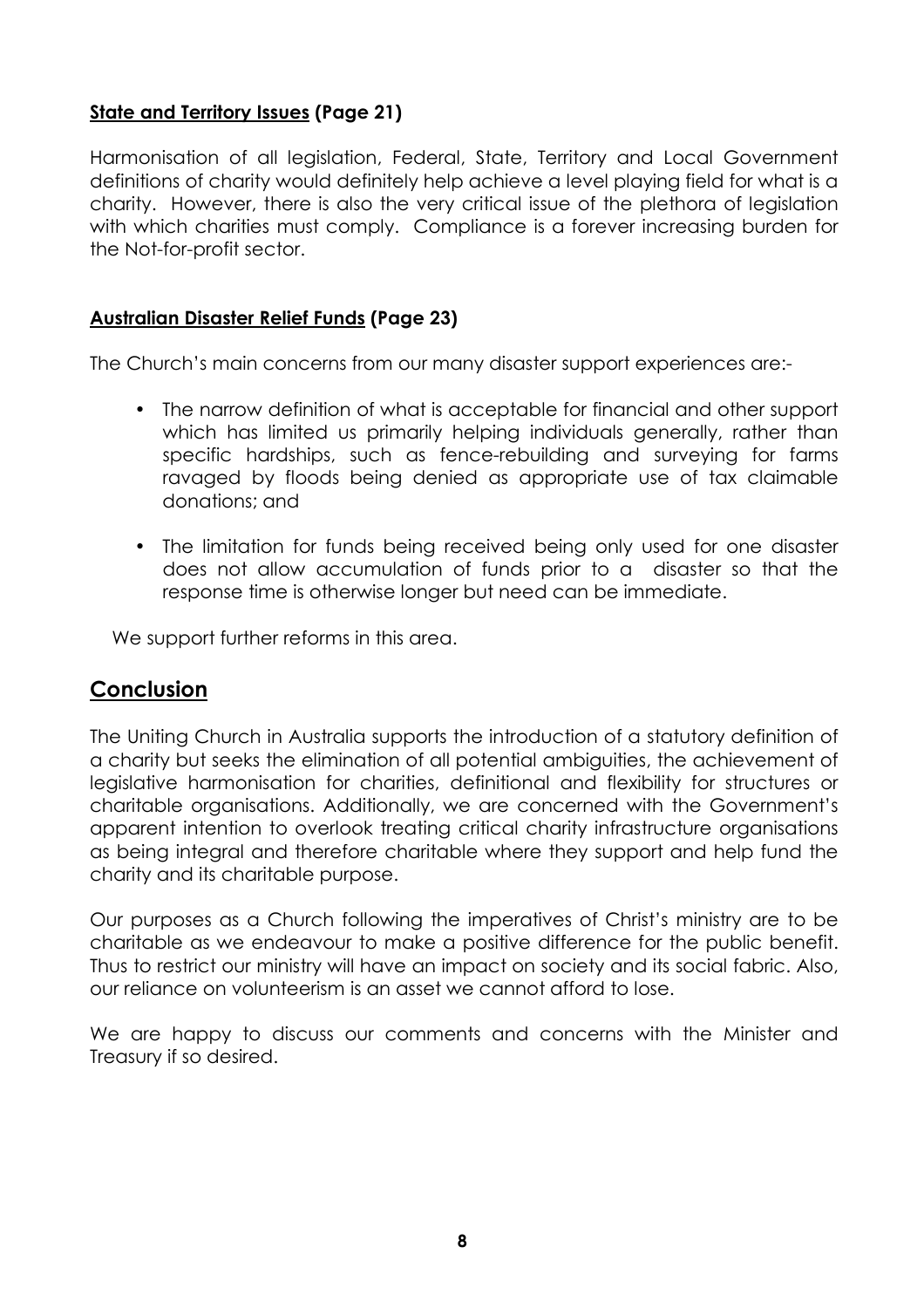**State and Territory Issues (Page 21)**

Harmonisation of all legislation, Federal, State, Territory and Local Government definitions of charity would definitely help achieve a level playing field for what is a charity. However, there is also the very critical issue of the plethora of legislation with which charities must comply. Compliance is a forever increasing burden for the Not-for-profit sector.

**Australian Disaster Relief Funds (Page 23)**

The Church's main concerns from our many disaster support experiences are:-

- The narrow definition of what is acceptable for financial and other support which has limited us primarily helping individuals generally, rather than specific hardships, such as fence-rebuilding and surveying for farms ravaged by floods being denied as appropriate use of tax claimable donations; and
- The limitation for funds being received being only used for one disaster does not allow accumulation of funds prior to a disaster so that the response time is otherwise longer but need can be immediate.

We support further reforms in this area.

## Conclusion

The Uniting Church in Australia supports the introduction of a statutory definition of a charity but seeks the elimination of all potential ambiguities, the achievement of legislative harmonisation for charities, definitional and flexibility for structures or charitable organisations. Additionally, we are concerned with the Government's apparent intention to overlook treating critical charity infrastructure organisations as being integral and therefore charitable where they support and help fund the charity and its charitable purpose.

Our purposes as a Church following the imperatives of Christ's ministry are to be charitable as we endeavour to make a positive difference for the public benefit. Thus to restrict our ministry will have an impact on society and its social fabric. Also, our reliance on volunteerism is an asset we cannot afford to lose.

We are happy to discuss our comments and concerns with the Minister and Treasury if so desired.